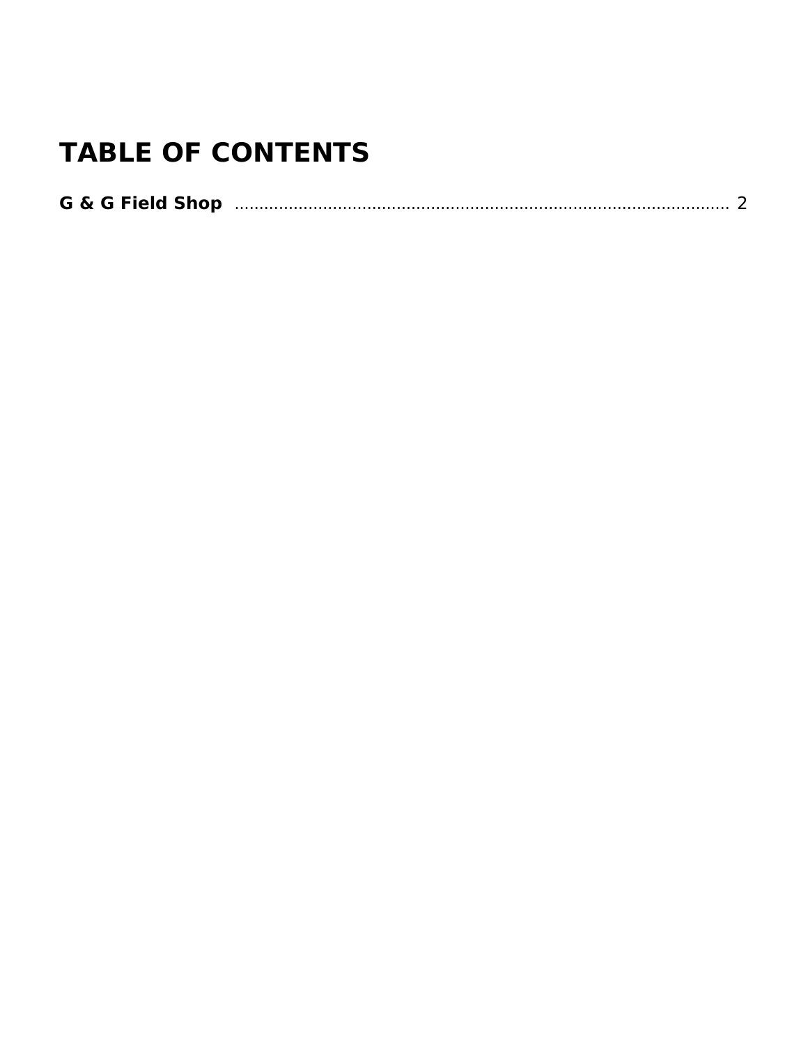# TABLE OF CONTENTS

**G & G Field Shop** .......................................................................................... 2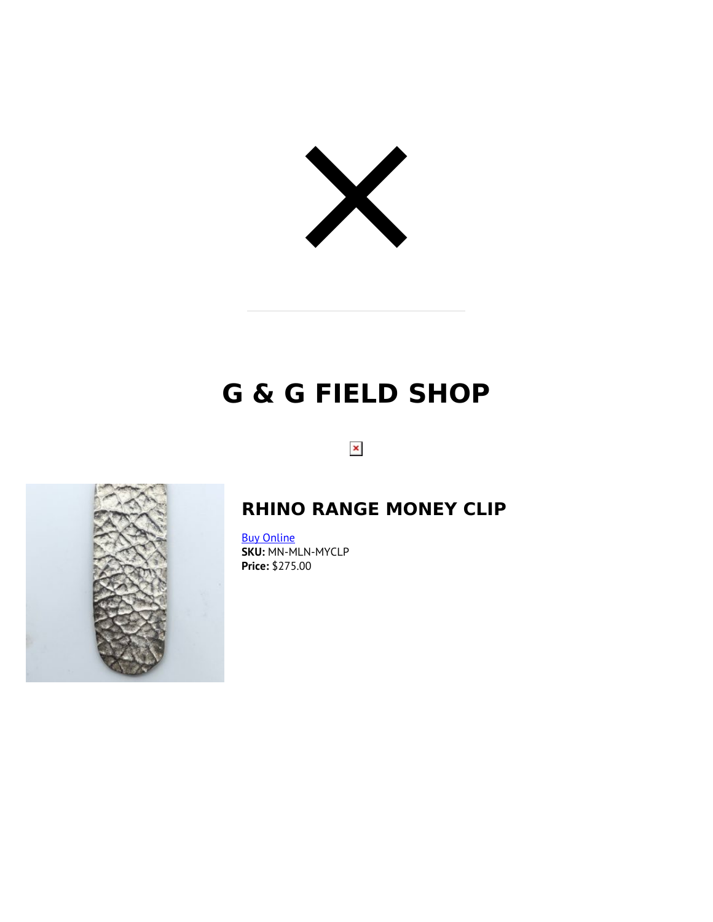# G & G FIELD SHOP

## RHINO RANGE MONEY CLIP

Buy Online
**SKU:** MN-MLN-MYCLP
**Price:** $275.00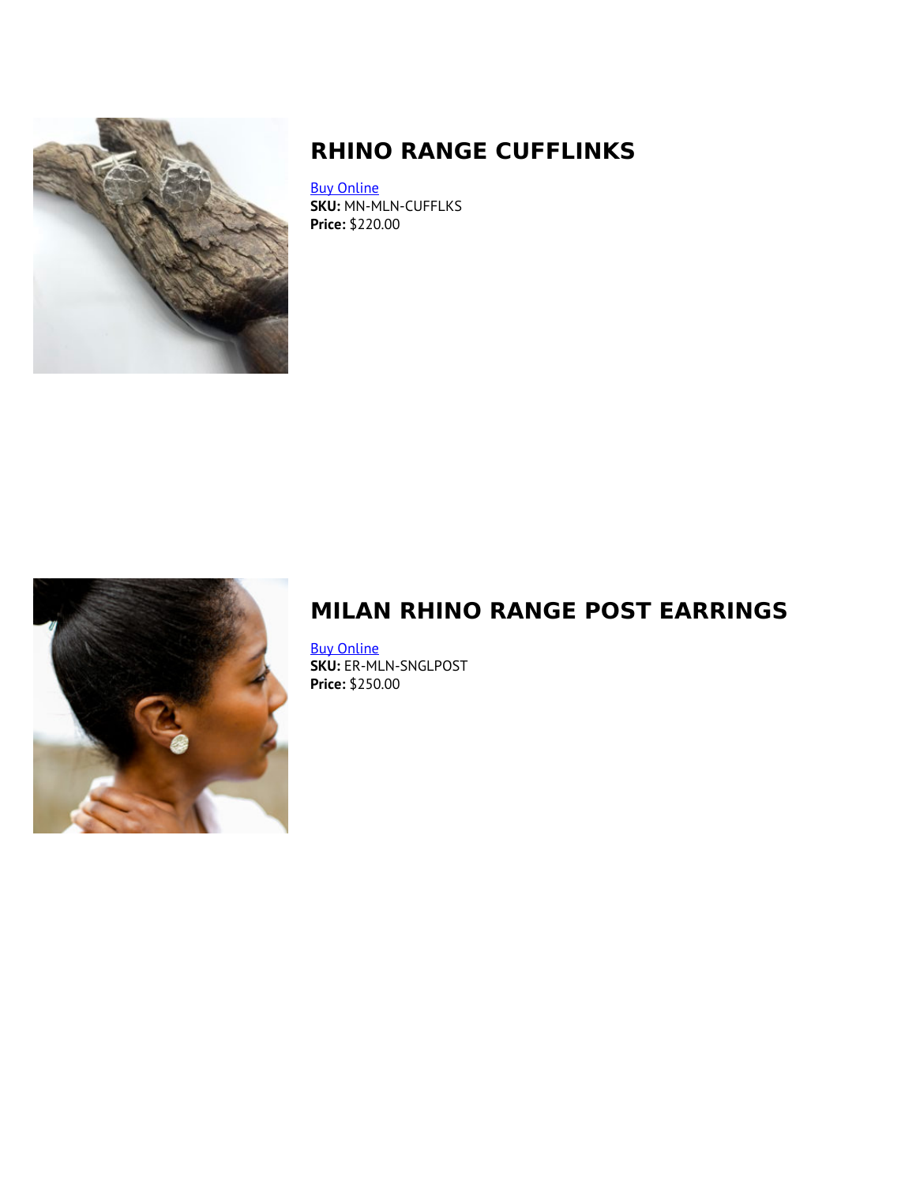## RHINO RANGE CUFFLINKS

Buy Online
**SKU:** MN-MLN-CUFFLKS
**Price:** $220.00

## MILAN RHINO RANGE POST EARRINGS

Buy Online
**SKU:** ER-MLN-SNGLPOST
**Price:** $250.00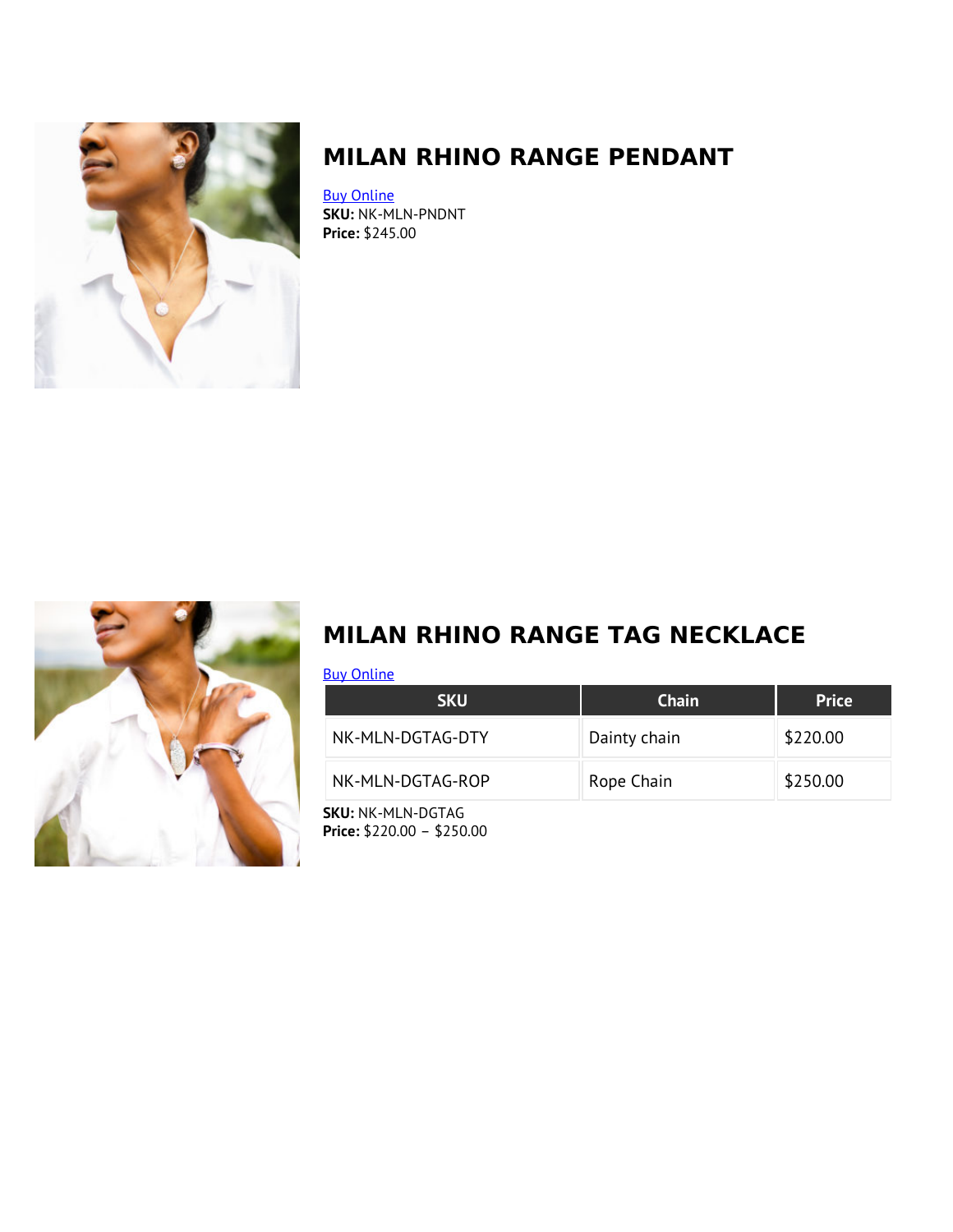## MILAN RHINO RANGE PENDANT

Buy Online

**SKU:** NK-MLN-PNDNT
**Price:** $245.00

## MILAN RHINO RANGE TAG NECKLACE

Buy Online

| SKU | Chain | Price |
| --- | --- | --- |
| NK-MLN-DGTAG-DTY | Dainty chain | $220.00 |
| NK-MLN-DGTAG-ROP | Rope Chain | $250.00 |

**SKU:** NK-MLN-DGTAG
**Price:** $220.00 – $250.00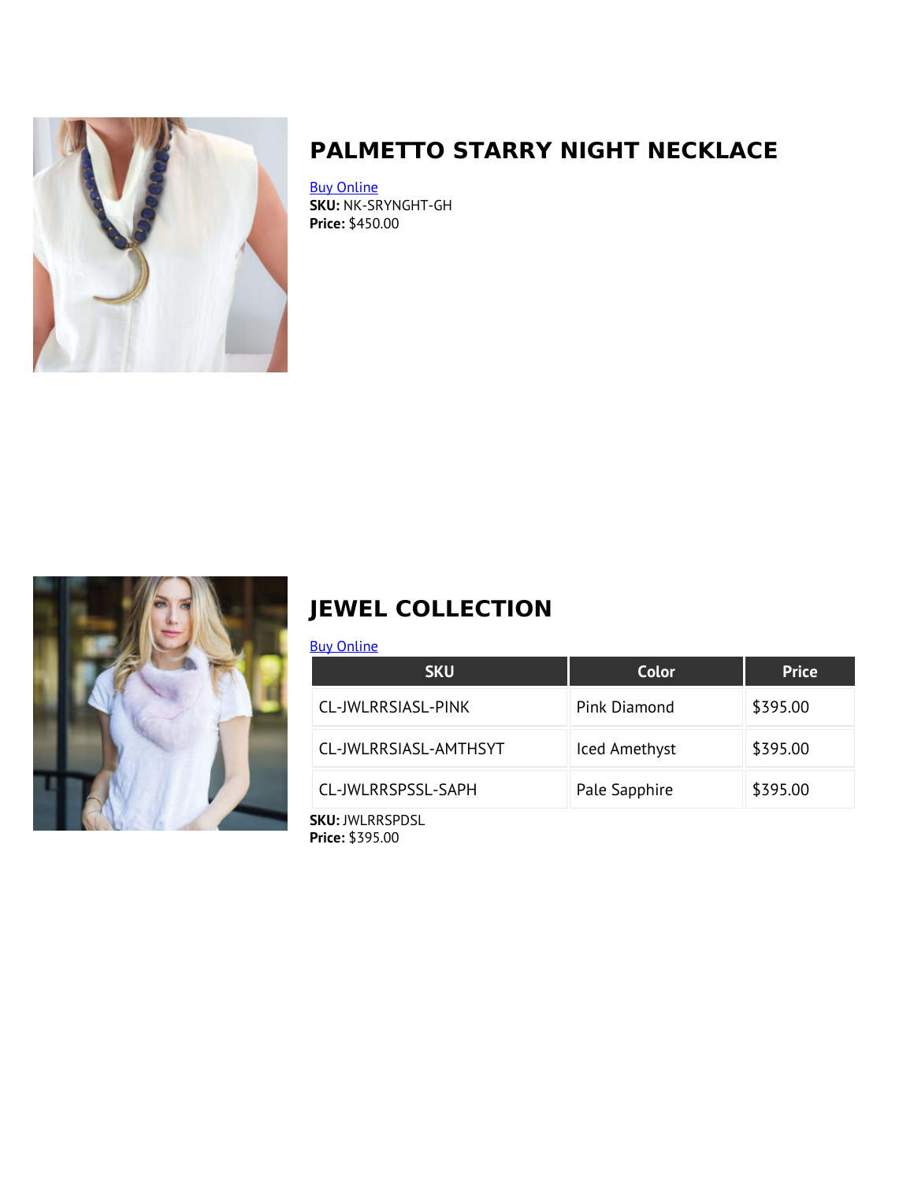## PALMETTO STARRY NIGHT NECKLACE

Buy Online
**SKU:** NK-SRYNGHT-GH
**Price:** $450.00

## JEWEL COLLECTION

Buy Online

| SKU | Color | Price |
| --- | --- | --- |
| CL-JWLRRSIASL-PINK | Pink Diamond | $395.00 |
| CL-JWLRRSIASL-AMTHSYT | Iced Amethyst | $395.00 |
| CL-JWLRRSPSSL-SAPH | Pale Sapphire | $395.00 |

**SKU:** JWLRRSPDSL
**Price:** $395.00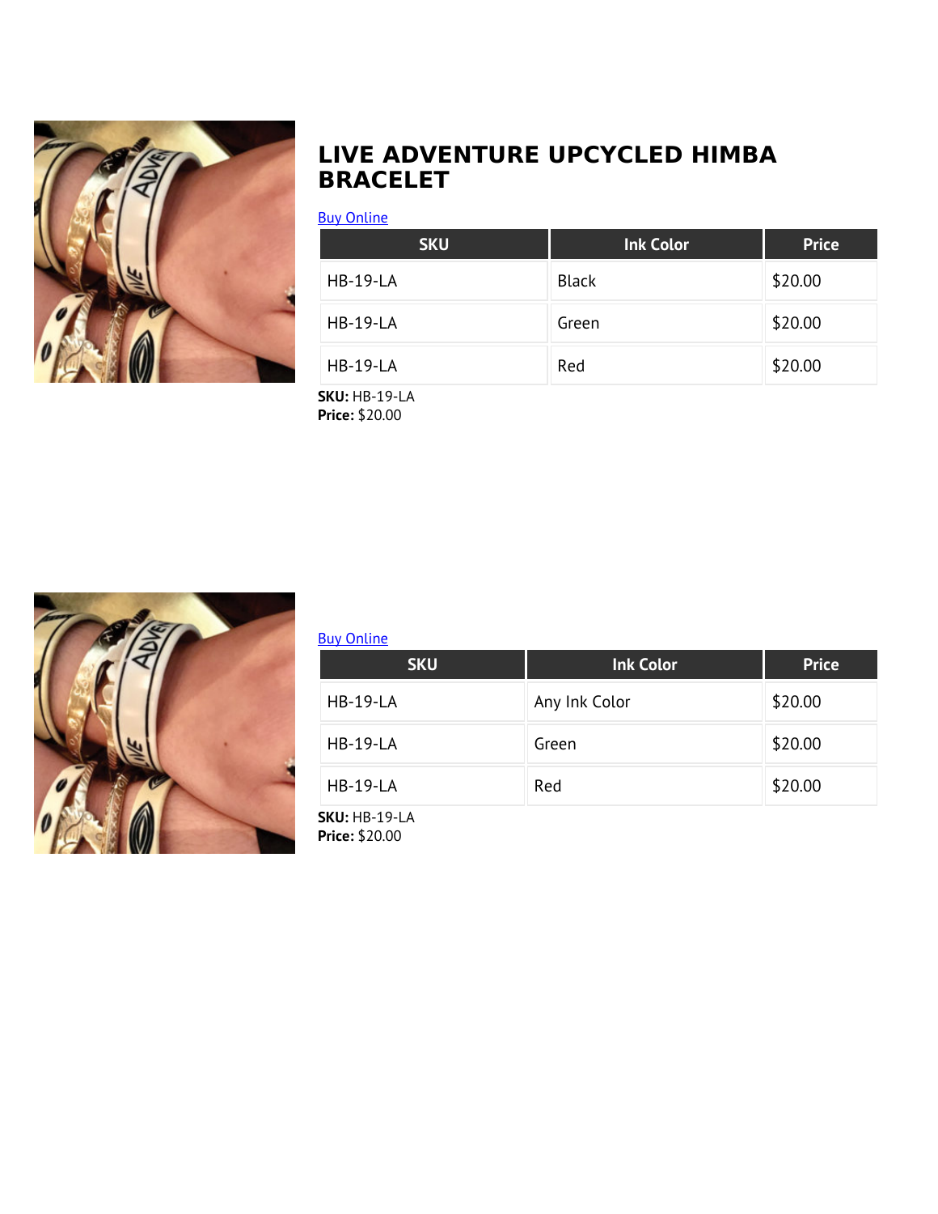# LIVE ADVENTURE UPCYCLED HIMBA BRACELET

[Buy Online]

| SKU | Ink Color | Price |
| --- | --- | --- |
| HB-19-LA | Black | $20.00 |
| HB-19-LA | Green | $20.00 |
| HB-19-LA | Red | $20.00 |

**SKU:** HB-19-LA
**Price:** $20.00

[Buy Online]

| SKU | Ink Color | Price |
| --- | --- | --- |
| HB-19-LA | Any Ink Color | $20.00 |
| HB-19-LA | Green | $20.00 |
| HB-19-LA | Red | $20.00 |

**SKU:** HB-19-LA
**Price:** $20.00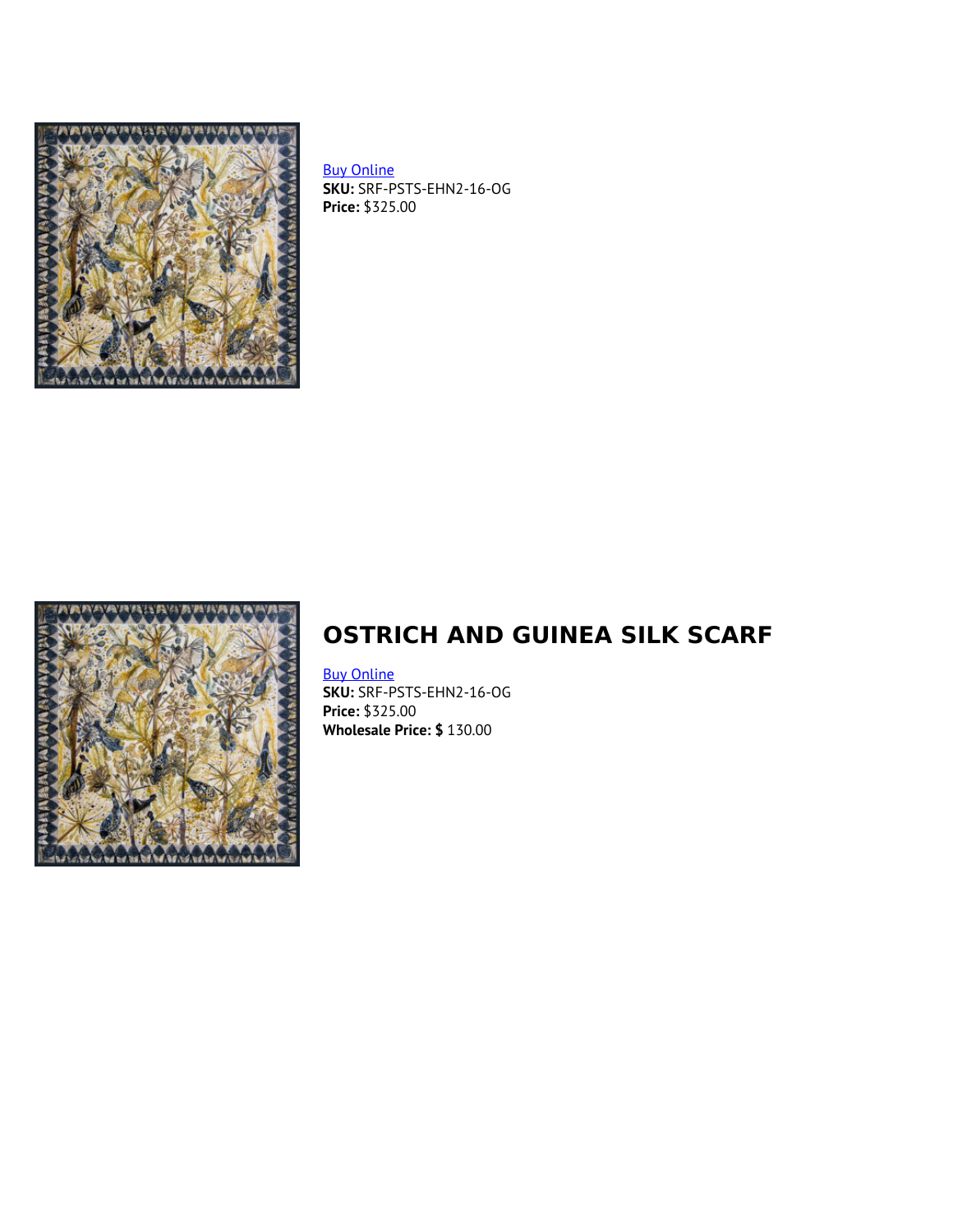[Buy Online]
**SKU:** SRF-PSTS-EHN2-16-OG
**Price:** $325.00

## OSTRICH AND GUINEA SILK SCARF

[Buy Online]
**SKU:** SRF-PSTS-EHN2-16-OG
**Price:** $325.00
**Wholesale Price: $** 130.00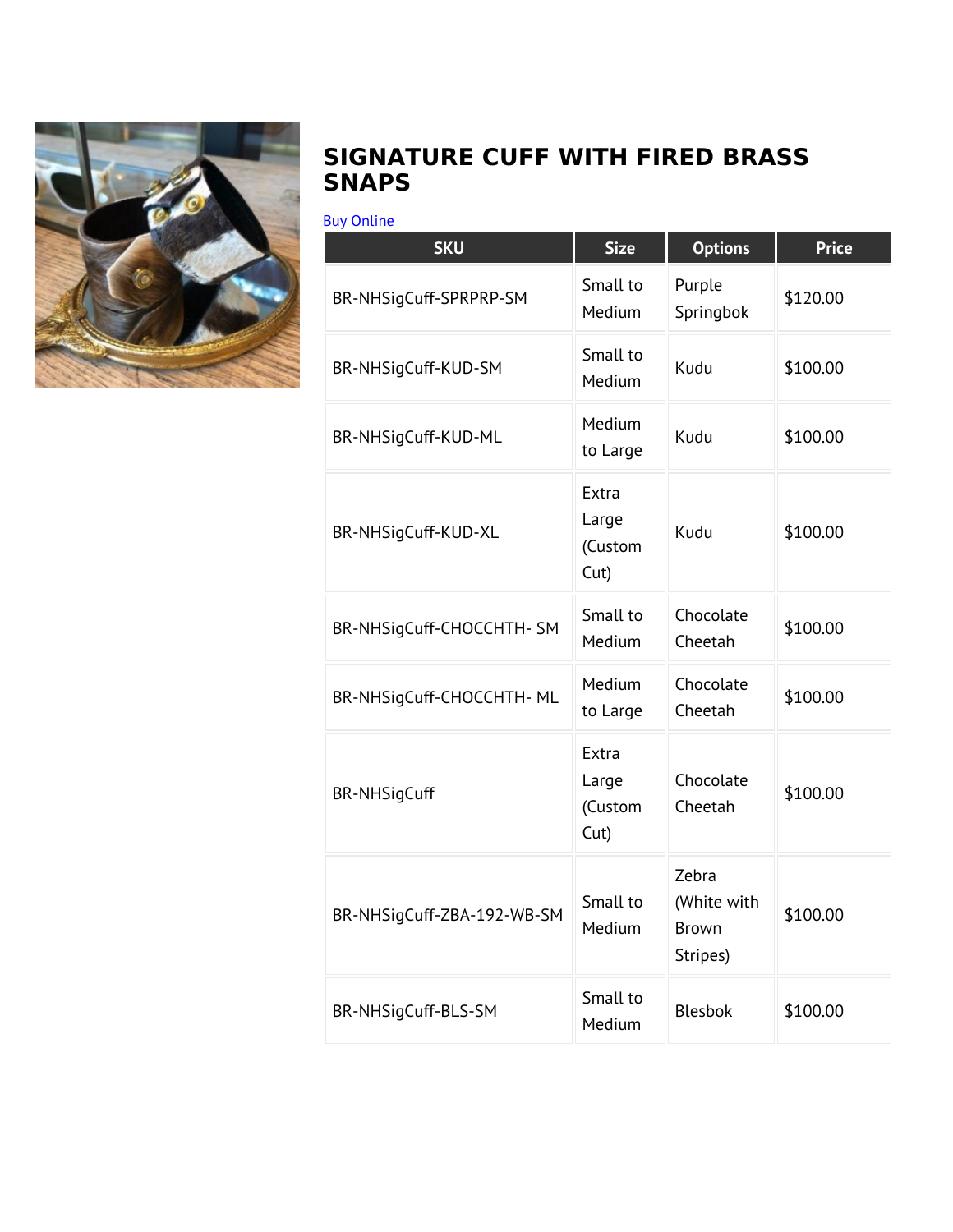# SIGNATURE CUFF WITH FIRED BRASS SNAPS

Buy Online

| SKU | Size | Options | Price |
|---|---|---|---|
| BR-NHSigCuff-SPRPRP-SM | Small to Medium | Purple Springbok | $120.00 |
| BR-NHSigCuff-KUD-SM | Small to Medium | Kudu | $100.00 |
| BR-NHSigCuff-KUD-ML | Medium to Large | Kudu | $100.00 |
| BR-NHSigCuff-KUD-XL | Extra Large (Custom Cut) | Kudu | $100.00 |
| BR-NHSigCuff-CHOCCHTH- SM | Small to Medium | Chocolate Cheetah | $100.00 |
| BR-NHSigCuff-CHOCCHTH- ML | Medium to Large | Chocolate Cheetah | $100.00 |
| BR-NHSigCuff | Extra Large (Custom Cut) | Chocolate Cheetah | $100.00 |
| BR-NHSigCuff-ZBA-192-WB-SM | Small to Medium | Zebra (White with Brown Stripes) | $100.00 |
| BR-NHSigCuff-BLS-SM | Small to Medium | Blesbok | $100.00 |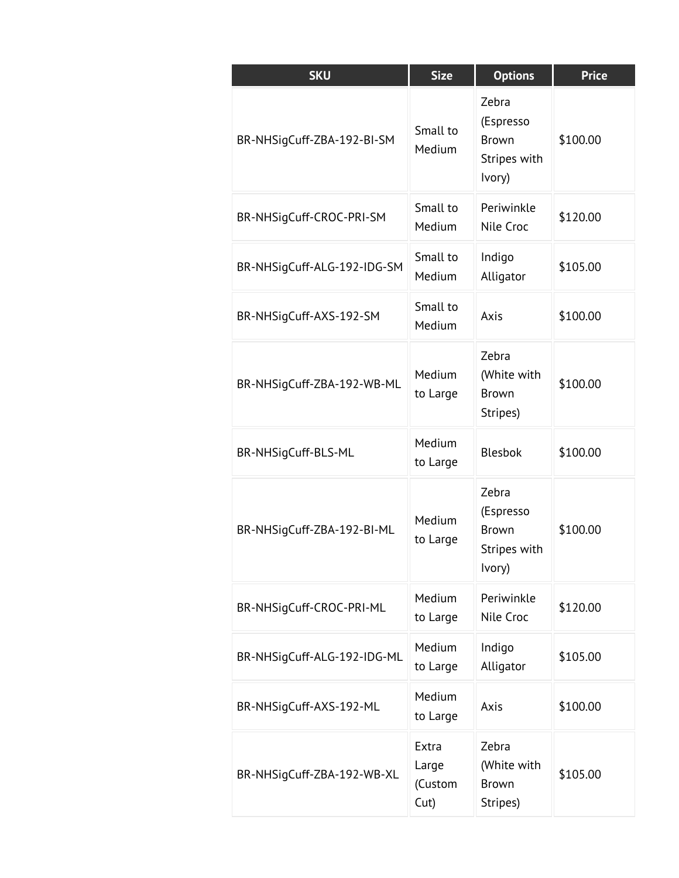| SKU | Size | Options | Price |
| --- | --- | --- | --- |
| BR-NHSigCuff-ZBA-192-BI-SM | Small to Medium | Zebra (Espresso Brown Stripes with Ivory) | $100.00 |
| BR-NHSigCuff-CROC-PRI-SM | Small to Medium | Periwinkle Nile Croc | $120.00 |
| BR-NHSigCuff-ALG-192-IDG-SM | Small to Medium | Indigo Alligator | $105.00 |
| BR-NHSigCuff-AXS-192-SM | Small to Medium | Axis | $100.00 |
| BR-NHSigCuff-ZBA-192-WB-ML | Medium to Large | Zebra (White with Brown Stripes) | $100.00 |
| BR-NHSigCuff-BLS-ML | Medium to Large | Blesbok | $100.00 |
| BR-NHSigCuff-ZBA-192-BI-ML | Medium to Large | Zebra (Espresso Brown Stripes with Ivory) | $100.00 |
| BR-NHSigCuff-CROC-PRI-ML | Medium to Large | Periwinkle Nile Croc | $120.00 |
| BR-NHSigCuff-ALG-192-IDG-ML | Medium to Large | Indigo Alligator | $105.00 |
| BR-NHSigCuff-AXS-192-ML | Medium to Large | Axis | $100.00 |
| BR-NHSigCuff-ZBA-192-WB-XL | Extra Large (Custom Cut) | Zebra (White with Brown Stripes) | $105.00 |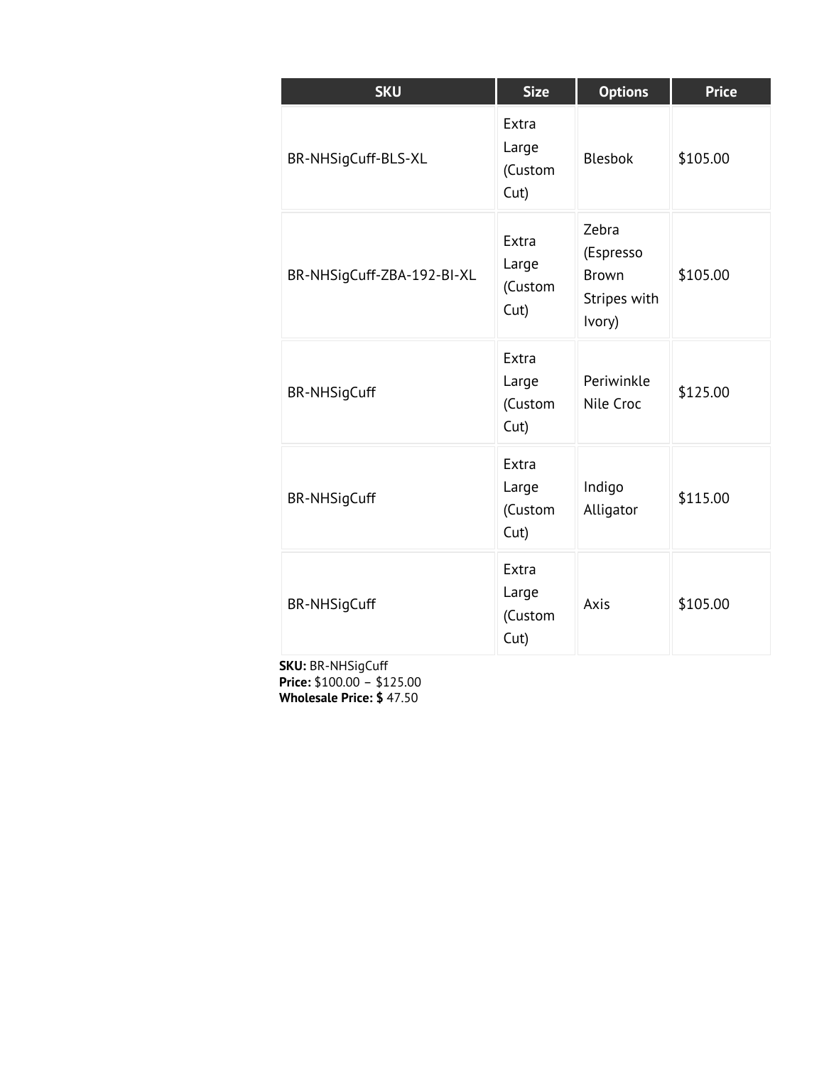| SKU | Size | Options | Price |
| --- | --- | --- | --- |
| BR-NHSigCuff-BLS-XL | Extra Large (Custom Cut) | Blesbok | $105.00 |
| BR-NHSigCuff-ZBA-192-BI-XL | Extra Large (Custom Cut) | Zebra (Espresso Brown Stripes with Ivory) | $105.00 |
| BR-NHSigCuff | Extra Large (Custom Cut) | Periwinkle Nile Croc | $125.00 |
| BR-NHSigCuff | Extra Large (Custom Cut) | Indigo Alligator | $115.00 |
| BR-NHSigCuff | Extra Large (Custom Cut) | Axis | $105.00 |

**SKU:** BR-NHSigCuff
**Price:** $100.00 – $125.00
**Wholesale Price: $** 47.50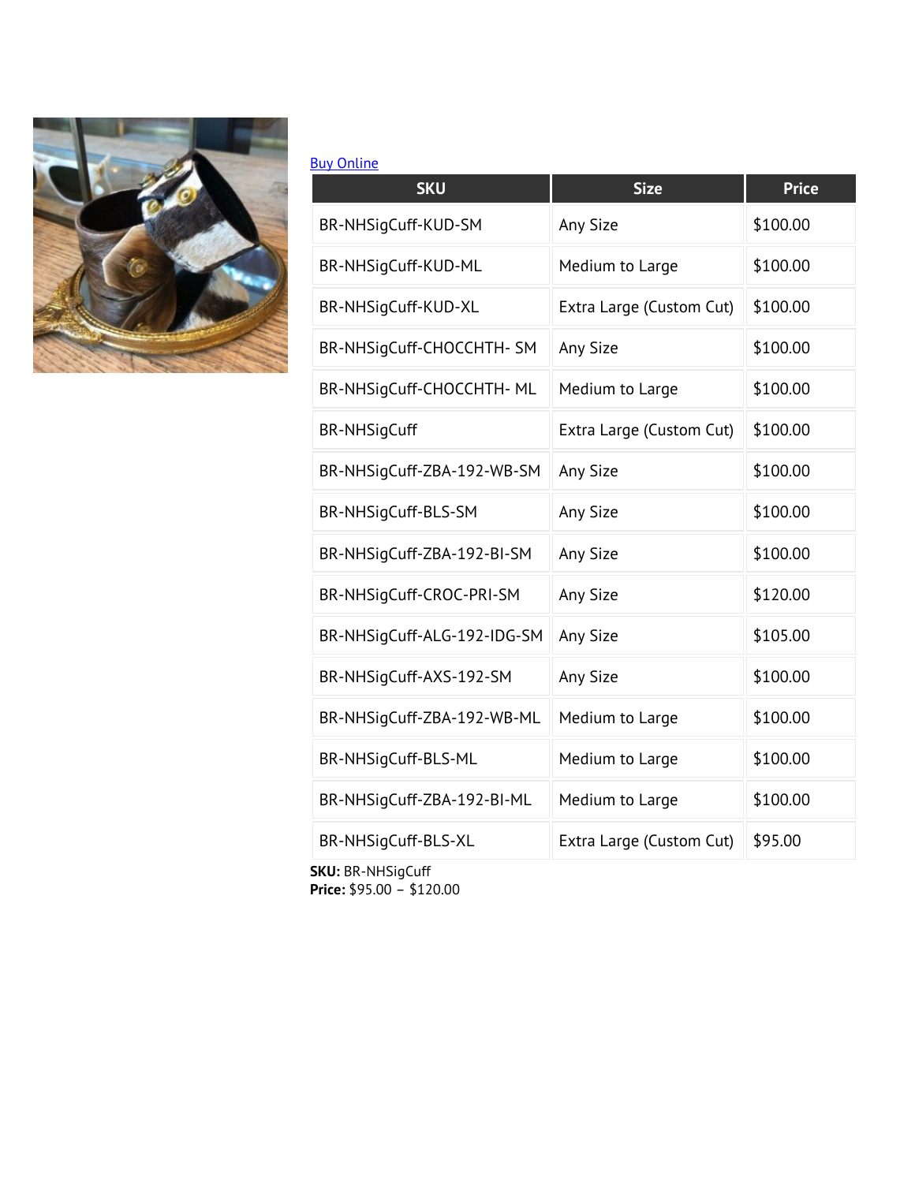[Buy Online]

| SKU | Size | Price |
|---|---|---|
| BR-NHSigCuff-KUD-SM | Any Size | $100.00 |
| BR-NHSigCuff-KUD-ML | Medium to Large | $100.00 |
| BR-NHSigCuff-KUD-XL | Extra Large (Custom Cut) | $100.00 |
| BR-NHSigCuff-CHOCCHTH- SM | Any Size | $100.00 |
| BR-NHSigCuff-CHOCCHTH- ML | Medium to Large | $100.00 |
| BR-NHSigCuff | Extra Large (Custom Cut) | $100.00 |
| BR-NHSigCuff-ZBA-192-WB-SM | Any Size | $100.00 |
| BR-NHSigCuff-BLS-SM | Any Size | $100.00 |
| BR-NHSigCuff-ZBA-192-BI-SM | Any Size | $100.00 |
| BR-NHSigCuff-CROC-PRI-SM | Any Size | $120.00 |
| BR-NHSigCuff-ALG-192-IDG-SM | Any Size | $105.00 |
| BR-NHSigCuff-AXS-192-SM | Any Size | $100.00 |
| BR-NHSigCuff-ZBA-192-WB-ML | Medium to Large | $100.00 |
| BR-NHSigCuff-BLS-ML | Medium to Large | $100.00 |
| BR-NHSigCuff-ZBA-192-BI-ML | Medium to Large | $100.00 |
| BR-NHSigCuff-BLS-XL | Extra Large (Custom Cut) | $95.00 |

**SKU:** BR-NHSigCuff
**Price:** $95.00 – $120.00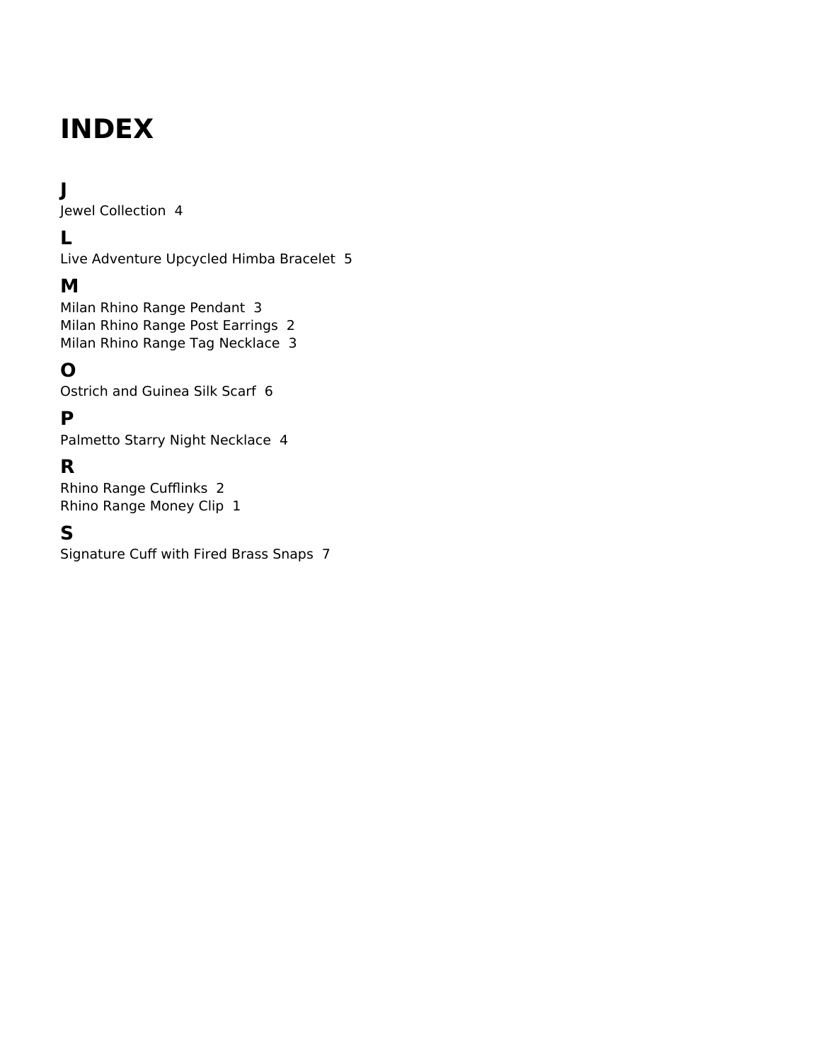# INDEX

## J

Jewel Collection  4

## L

Live Adventure Upcycled Himba Bracelet  5

## M

Milan Rhino Range Pendant  3
Milan Rhino Range Post Earrings  2
Milan Rhino Range Tag Necklace  3

## O

Ostrich and Guinea Silk Scarf  6

## P

Palmetto Starry Night Necklace  4

## R

Rhino Range Cufflinks  2
Rhino Range Money Clip  1

## S

Signature Cuff with Fired Brass Snaps  7